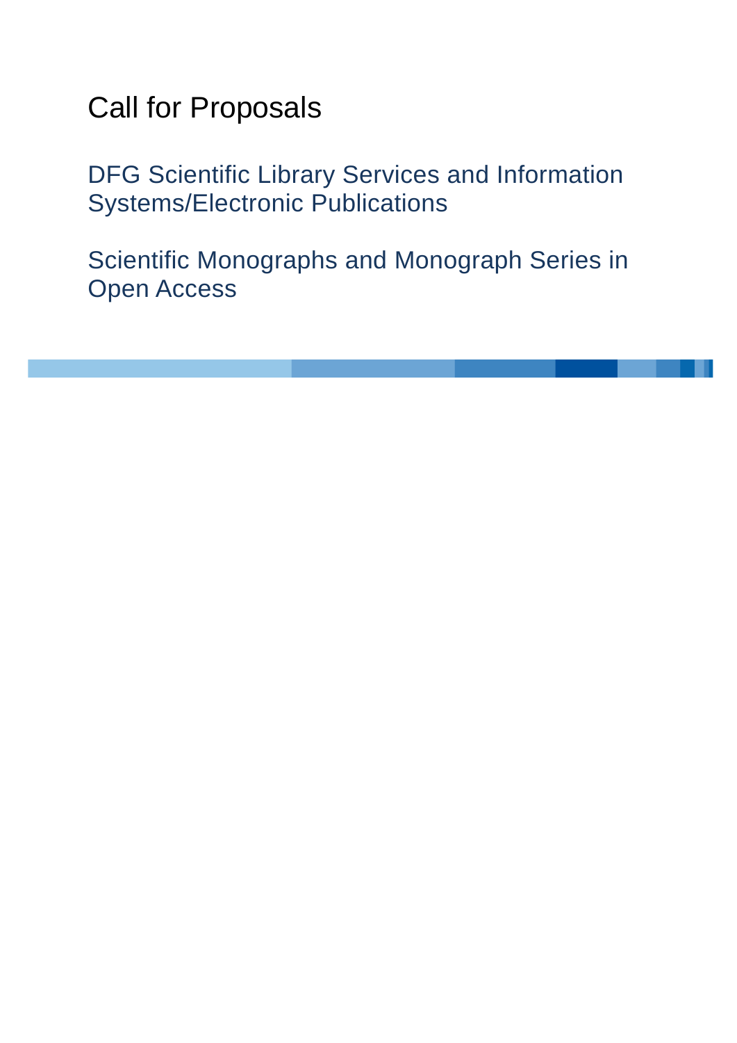# Call for Proposals

## DFG Scientific Library Services and Information Systems/Electronic Publications

## Scientific Monographs and Monograph Series in Open Access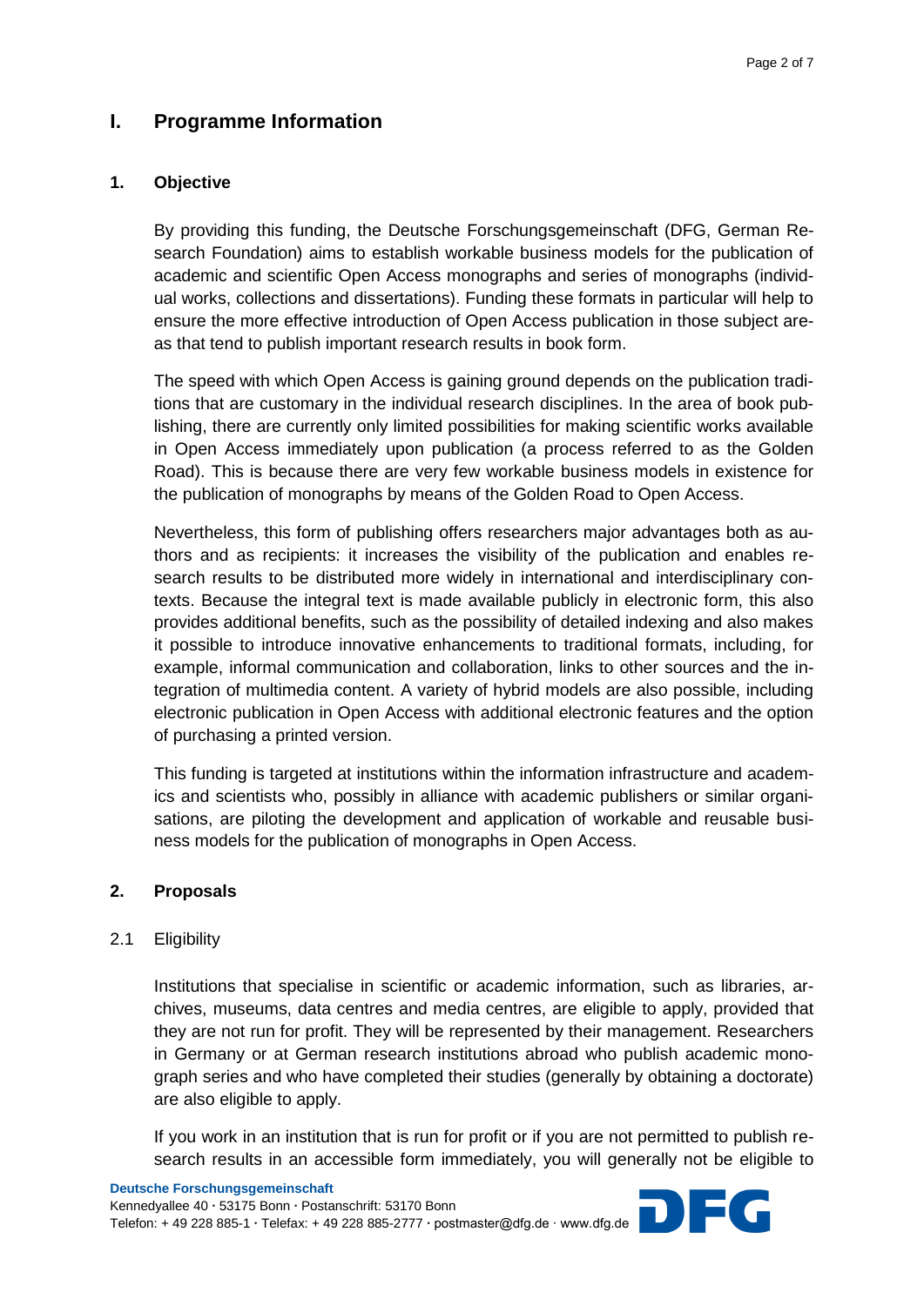# I. Programme Information

## 1. Objective

By providing this funding, the Deutsche Forschungsgemeinschaft (DFG, German Research Foundation) aims to establish workable business models for the publication of academic and scientific Open Access monographs and series of monographs (individual works, collections and dissertations). Funding these formats in particular will help to ensure the more effective introduction of Open Access publication in those subject areas that tend to publish important research results in book form.

The speed with which Open Access is gaining ground depends on the publication traditions that are customary in the individual research disciplines. In the area of book publishing, there are currently only limited possibilities for making scientific works available in Open Access immediately upon publication (a process referred to as the Golden Road). This is because there are very few workable business models in existence for the publication of monographs by means of the Golden Road to Open Access.

Nevertheless, this form of publishing offers researchers major advantages both as authors and as recipients: it increases the visibility of the publication and enables research results to be distributed more widely in international and interdisciplinary contexts. Because the integral text is made available publicly in electronic form, this also provides additional benefits, such as the possibility of detailed indexing and also makes it possible to introduce innovative enhancements to traditional formats, including, for example, informal communication and collaboration, links to other sources and the integration of multimedia content. A variety of hybrid models are also possible, including electronic publication in Open Access with additional electronic features and the option of purchasing a printed version.

This funding is targeted at institutions within the information infrastructure and academics and scientists who, possibly in alliance with academic publishers or similar organisations, are piloting the development and application of workable and reusable business models for the publication of monographs in Open Access.

## 2. Proposals

### 2.1 Eligibility

Institutions that specialise in scientific or academic information, such as libraries, archives, museums, data centres and media centres, are eligible to apply, provided that they are not run for profit. They will be represented by their management. Researchers in Germany or at German research institutions abroad who publish academic monograph series and who have completed their studies (generally by obtaining a doctorate) are also eligible to apply.

If you work in an institution that is run for profit or if you are not permitted to publish research results in an accessible form immediately, you will generally not be eligible to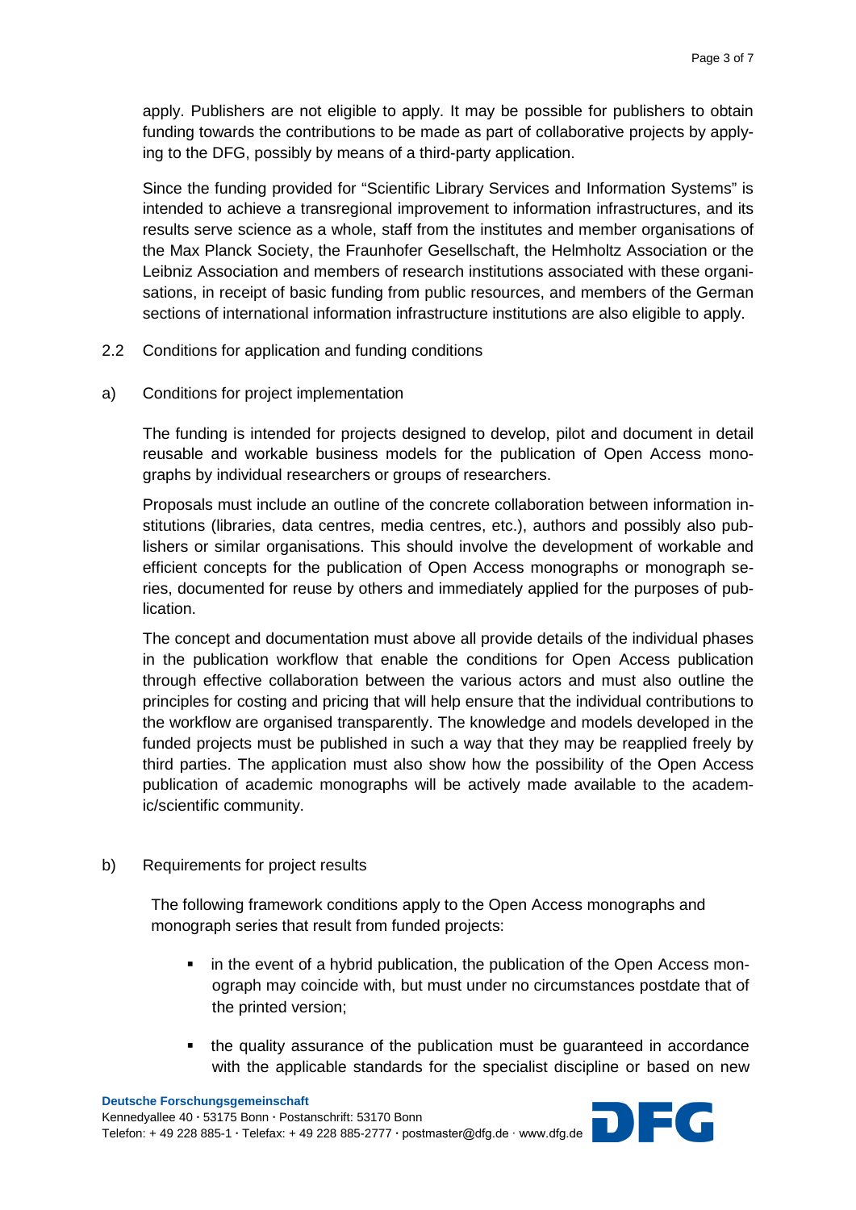apply. Publishers are not eligible to apply. It may be possible for publishers to obtain funding towards the contributions to be made as part of collaborative projects by applying to the DFG, possibly by means of a third-party application.

Since the funding provided for "Scientific Library Services and Information Systems" is intended to achieve a transregional improvement to information infrastructures, and its results serve science as a whole, staff from the institutes and member organisations of the Max Planck Society, the Fraunhofer Gesellschaft, the Helmholtz Association or the Leibniz Association and members of research institutions associated with these organisations, in receipt of basic funding from public resources, and members of the German sections of international information infrastructure institutions are also eligible to apply.

### 2.2 Conditions for application and funding conditions

#### a) Conditions for project implementation

The funding is intended for projects designed to develop, pilot and document in detail reusable and workable business models for the publication of Open Access monographs by individual researchers or groups of researchers.

Proposals must include an outline of the concrete collaboration between information institutions (libraries, data centres, media centres, etc.), authors and possibly also publishers or similar organisations. This should involve the development of workable and efficient concepts for the publication of Open Access monographs or monograph series, documented for reuse by others and immediately applied for the purposes of publication.

The concept and documentation must above all provide details of the individual phases in the publication workflow that enable the conditions for Open Access publication through effective collaboration between the various actors and must also outline the principles for costing and pricing that will help ensure that the individual contributions to the workflow are organised transparently. The knowledge and models developed in the funded projects must be published in such a way that they may be reapplied freely by third parties. The application must also show how the possibility of the Open Access publication of academic monographs will be actively made available to the academic/scientific community.

#### b) Requirements for project results

The following framework conditions apply to the Open Access monographs and monograph series that result from funded projects:

- in the event of a hybrid publication, the publication of the Open Access monograph may coincide with, but must under no circumstances postdate that of the printed version;
- the quality assurance of the publication must be guaranteed in accordance with the applicable standards for the specialist discipline or based on new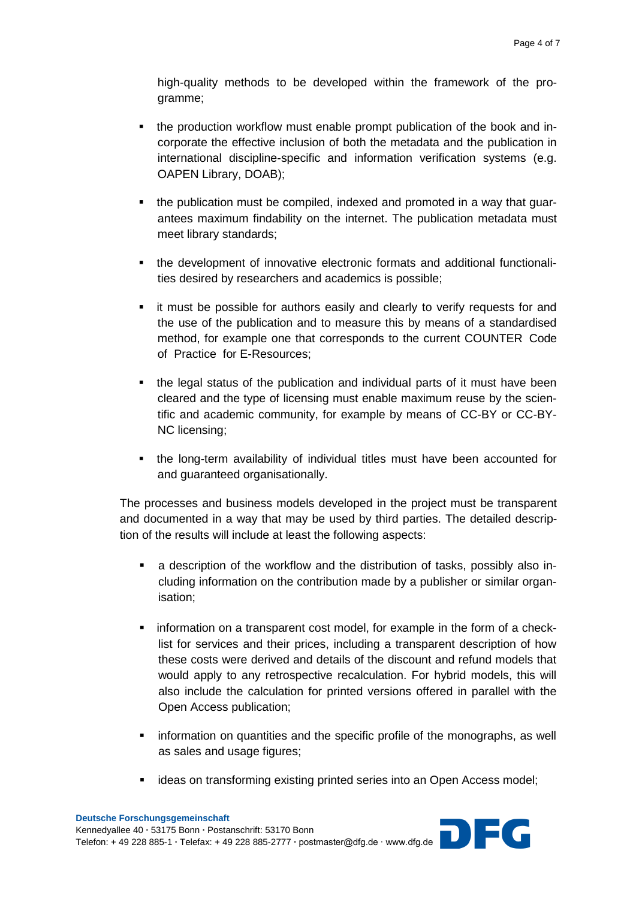high-quality methods to be developed within the framework of the programme;

- the production workflow must enable prompt publication of the book and incorporate the effective inclusion of both the metadata and the publication in international discipline-specific and information verification systems (e.g. OAPEN Library, DOAB);

- the publication must be compiled, indexed and promoted in a way that guarantees maximum findability on the internet. The publication metadata must meet library standards;

- the development of innovative electronic formats and additional functionalities desired by researchers and academics is possible;

- it must be possible for authors easily and clearly to verify requests for and the use of the publication and to measure this by means of a standardised method, for example one that corresponds to the current COUNTER Code of Practice for E-Resources;

- the legal status of the publication and individual parts of it must have been cleared and the type of licensing must enable maximum reuse by the scientific and academic community, for example by means of CC-BY or CC-BY-NC licensing;

- the long-term availability of individual titles must have been accounted for and guaranteed organisationally.

The processes and business models developed in the project must be transparent and documented in a way that may be used by third parties. The detailed description of the results will include at least the following aspects:

- a description of the workflow and the distribution of tasks, possibly also including information on the contribution made by a publisher or similar organisation;

- information on a transparent cost model, for example in the form of a checklist for services and their prices, including a transparent description of how these costs were derived and details of the discount and refund models that would apply to any retrospective recalculation. For hybrid models, this will also include the calculation for printed versions offered in parallel with the Open Access publication;

- information on quantities and the specific profile of the monographs, as well as sales and usage figures;

- ideas on transforming existing printed series into an Open Access model;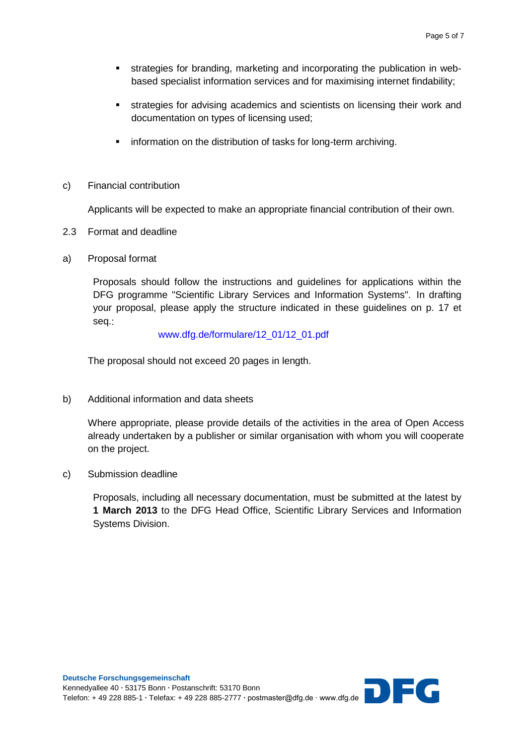- strategies for branding, marketing and incorporating the publication in web-based specialist information services and for maximising internet findability;
- strategies for advising academics and scientists on licensing their work and documentation on types of licensing used;
- information on the distribution of tasks for long-term archiving.

c) Financial contribution

Applicants will be expected to make an appropriate financial contribution of their own.

2.3 Format and deadline

a) Proposal format

Proposals should follow the instructions and guidelines for applications within the DFG programme "Scientific Library Services and Information Systems". In drafting your proposal, please apply the structure indicated in these guidelines on p. 17 et seq.:

www.dfg.de/formulare/12_01/12_01.pdf

The proposal should not exceed 20 pages in length.

b) Additional information and data sheets

Where appropriate, please provide details of the activities in the area of Open Access already undertaken by a publisher or similar organisation with whom you will cooperate on the project.

c) Submission deadline

Proposals, including all necessary documentation, must be submitted at the latest by **1 March 2013** to the DFG Head Office, Scientific Library Services and Information Systems Division.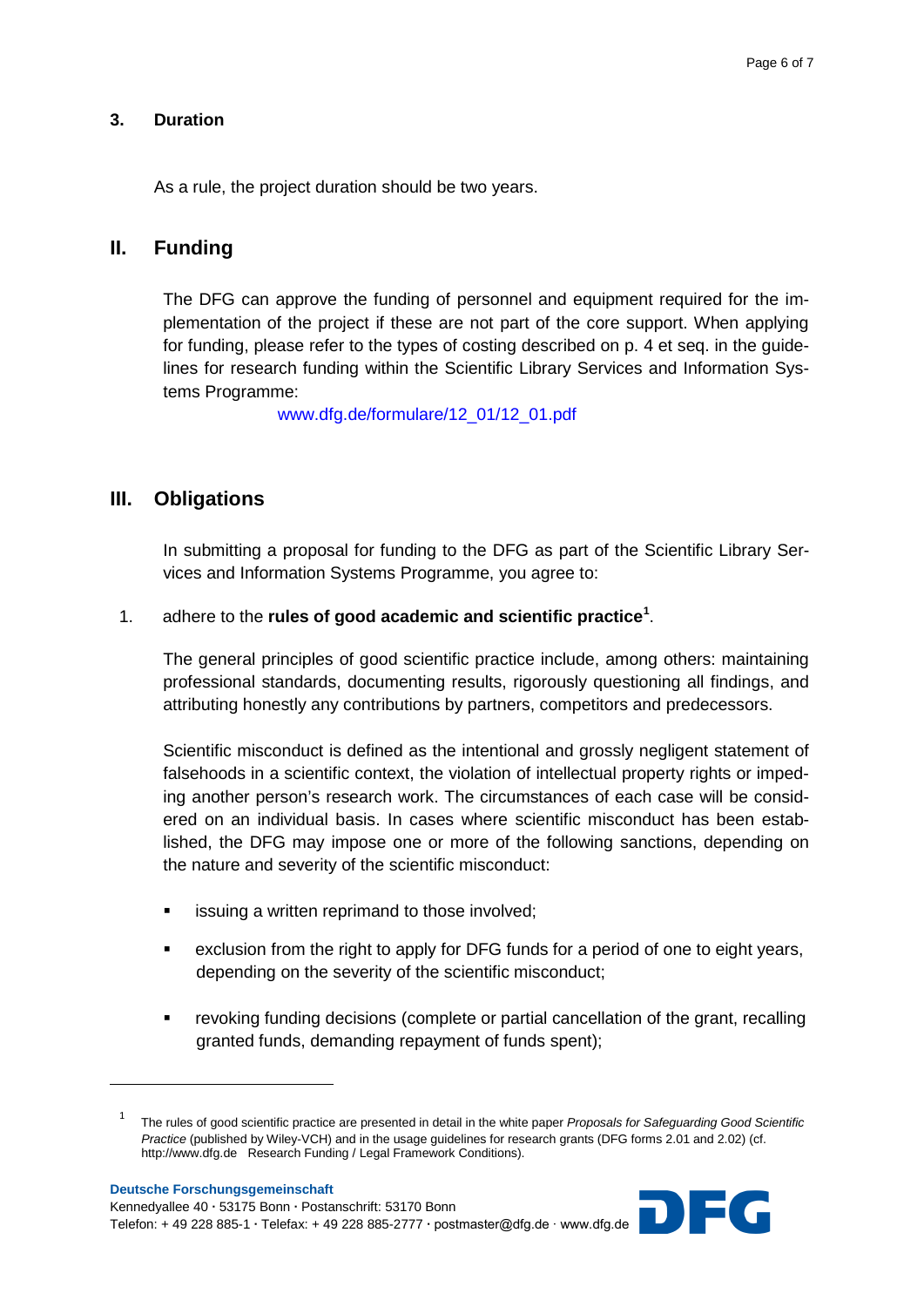### 3. Duration

As a rule, the project duration should be two years.

## II. Funding

The DFG can approve the funding of personnel and equipment required for the implementation of the project if these are not part of the core support. When applying for funding, please refer to the types of costing described on p. 4 et seq. in the guidelines for research funding within the Scientific Library Services and Information Systems Programme:

www.dfg.de/formulare/12_01/12_01.pdf

## III. Obligations

In submitting a proposal for funding to the DFG as part of the Scientific Library Services and Information Systems Programme, you agree to:

1. adhere to the **rules of good academic and scientific practice**[1].

The general principles of good scientific practice include, among others: maintaining professional standards, documenting results, rigorously questioning all findings, and attributing honestly any contributions by partners, competitors and predecessors.

Scientific misconduct is defined as the intentional and grossly negligent statement of falsehoods in a scientific context, the violation of intellectual property rights or impeding another person's research work. The circumstances of each case will be considered on an individual basis. In cases where scientific misconduct has been established, the DFG may impose one or more of the following sanctions, depending on the nature and severity of the scientific misconduct:

- issuing a written reprimand to those involved;
- exclusion from the right to apply for DFG funds for a period of one to eight years, depending on the severity of the scientific misconduct;
- revoking funding decisions (complete or partial cancellation of the grant, recalling granted funds, demanding repayment of funds spent);

[1] The rules of good scientific practice are presented in detail in the white paper *Proposals for Safeguarding Good Scientific Practice* (published by Wiley-VCH) and in the usage guidelines for research grants (DFG forms 2.01 and 2.02) (cf. http://www.dfg.de Research Funding / Legal Framework Conditions).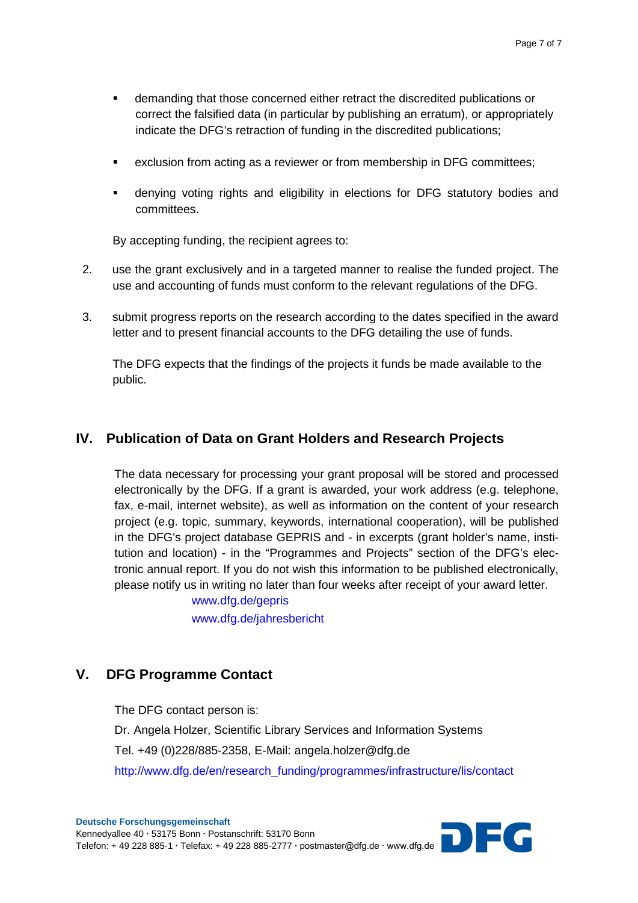- demanding that those concerned either retract the discredited publications or correct the falsified data (in particular by publishing an erratum), or appropriately indicate the DFG's retraction of funding in the discredited publications;
- exclusion from acting as a reviewer or from membership in DFG committees;
- denying voting rights and eligibility in elections for DFG statutory bodies and committees.

By accepting funding, the recipient agrees to:

2. use the grant exclusively and in a targeted manner to realise the funded project. The use and accounting of funds must conform to the relevant regulations of the DFG.

3. submit progress reports on the research according to the dates specified in the award letter and to present financial accounts to the DFG detailing the use of funds.

The DFG expects that the findings of the projects it funds be made available to the public.

## IV. Publication of Data on Grant Holders and Research Projects

The data necessary for processing your grant proposal will be stored and processed electronically by the DFG. If a grant is awarded, your work address (e.g. telephone, fax, e-mail, internet website), as well as information on the content of your research project (e.g. topic, summary, keywords, international cooperation), will be published in the DFG's project database GEPRIS and - in excerpts (grant holder's name, institution and location) - in the "Programmes and Projects" section of the DFG's electronic annual report. If you do not wish this information to be published electronically, please notify us in writing no later than four weeks after receipt of your award letter.

www.dfg.de/gepris

www.dfg.de/jahresbericht

## V. DFG Programme Contact

The DFG contact person is:

Dr. Angela Holzer, Scientific Library Services and Information Systems

Tel. +49 (0)228/885-2358, E-Mail: angela.holzer@dfg.de

http://www.dfg.de/en/research_funding/programmes/infrastructure/lis/contact

**Deutsche Forschungsgemeinschaft**
Kennedyallee 40 · 53175 Bonn · Postanschrift: 53170 Bonn
Telefon: + 49 228 885-1 · Telefax: + 49 228 885-2777 · postmaster@dfg.de · www.dfg.de